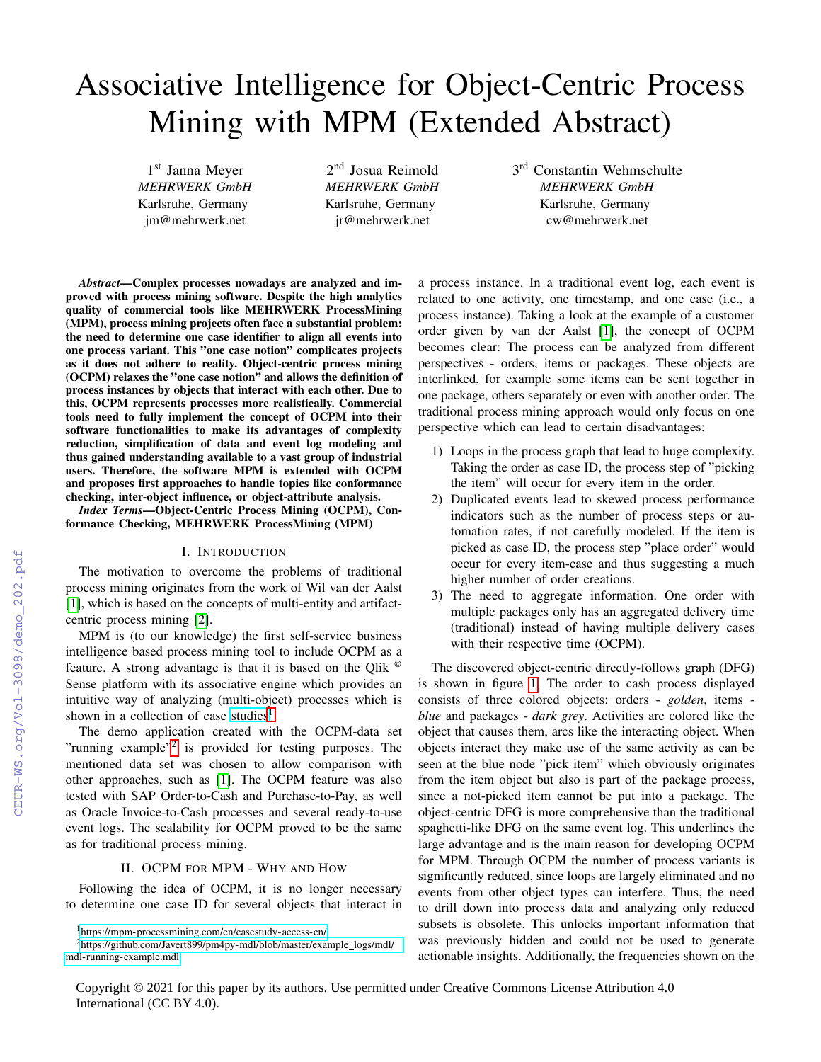# Associative Intelligence for Object-Centric Process Mining with MPM (Extended Abstract)

1st Janna Meyer
*MEHRWERK GmbH*
Karlsruhe, Germany
jm@mehrwerk.net

2nd Josua Reimold
*MEHRWERK GmbH*
Karlsruhe, Germany
jr@mehrwerk.net

3rd Constantin Wehmschulte
*MEHRWERK GmbH*
Karlsruhe, Germany
cw@mehrwerk.net

***Abstract*—Complex processes nowadays are analyzed and improved with process mining software. Despite the high analytics quality of commercial tools like MEHRWERK ProcessMining (MPM), process mining projects often face a substantial problem: the need to determine one case identifier to align all events into one process variant. This "one case notion" complicates projects as it does not adhere to reality. Object-centric process mining (OCPM) relaxes the "one case notion" and allows the definition of process instances by objects that interact with each other. Due to this, OCPM represents processes more realistically. Commercial tools need to fully implement the concept of OCPM into their software functionalities to make its advantages of complexity reduction, simplification of data and event log modeling and thus gained understanding available to a vast group of industrial users. Therefore, the software MPM is extended with OCPM and proposes first approaches to handle topics like conformance checking, inter-object influence, or object-attribute analysis.**

***Index Terms*—Object-Centric Process Mining (OCPM), Conformance Checking, MEHRWERK ProcessMining (MPM)**

## I. Introduction

The motivation to overcome the problems of traditional process mining originates from the work of Wil van der Aalst [1], which is based on the concepts of multi-entity and artifact-centric process mining [2].

MPM is (to our knowledge) the first self-service business intelligence based process mining tool to include OCPM as a feature. A strong advantage is that it is based on the Qlik © Sense platform with its associative engine which provides an intuitive way of analyzing (multi-object) processes which is shown in a collection of case studies[1].

The demo application created with the OCPM-data set "running example"[2] is provided for testing purposes. The mentioned data set was chosen to allow comparison with other approaches, such as [1]. The OCPM feature was also tested with SAP Order-to-Cash and Purchase-to-Pay, as well as Oracle Invoice-to-Cash processes and several ready-to-use event logs. The scalability for OCPM proved to be the same as for traditional process mining.

## II. OCPM for MPM - Why and How

Following the idea of OCPM, it is no longer necessary to determine one case ID for several objects that interact in a process instance. In a traditional event log, each event is related to one activity, one timestamp, and one case (i.e., a process instance). Taking a look at the example of a customer order given by van der Aalst [1], the concept of OCPM becomes clear: The process can be analyzed from different perspectives - orders, items or packages. These objects are interlinked, for example some items can be sent together in one package, others separately or even with another order. The traditional process mining approach would only focus on one perspective which can lead to certain disadvantages:

1) Loops in the process graph that lead to huge complexity. Taking the order as case ID, the process step of "picking the item" will occur for every item in the order.
2) Duplicated events lead to skewed process performance indicators such as the number of process steps or automation rates, if not carefully modeled. If the item is picked as case ID, the process step "place order" would occur for every item-case and thus suggesting a much higher number of order creations.
3) The need to aggregate information. One order with multiple packages only has an aggregated delivery time (traditional) instead of having multiple delivery cases with their respective time (OCPM).

The discovered object-centric directly-follows graph (DFG) is shown in figure 1. The order to cash process displayed consists of three colored objects: orders - *golden*, items - *blue* and packages - *dark grey*. Activities are colored like the object that causes them, arcs like the interacting object. When objects interact they make use of the same activity as can be seen at the blue node "pick item" which obviously originates from the item object but also is part of the package process, since a not-picked item cannot be put into a package. The object-centric DFG is more comprehensive than the traditional spaghetti-like DFG on the same event log. This underlines the large advantage and is the main reason for developing OCPM for MPM. Through OCPM the number of process variants is significantly reduced, since loops are largely eliminated and no events from other object types can interfere. Thus, the need to drill down into process data and analyzing only reduced subsets is obsolete. This unlocks important information that was previously hidden and could not be used to generate actionable insights. Additionally, the frequencies shown on the

[1] https://mpm-processmining.com/en/casestudy-access-en/
[2] https://github.com/Javert899/pm4py-mdl/blob/master/example_logs/mdl/mdl-running-example.mdl

Copyright © 2021 for this paper by its authors. Use permitted under Creative Commons License Attribution 4.0 International (CC BY 4.0).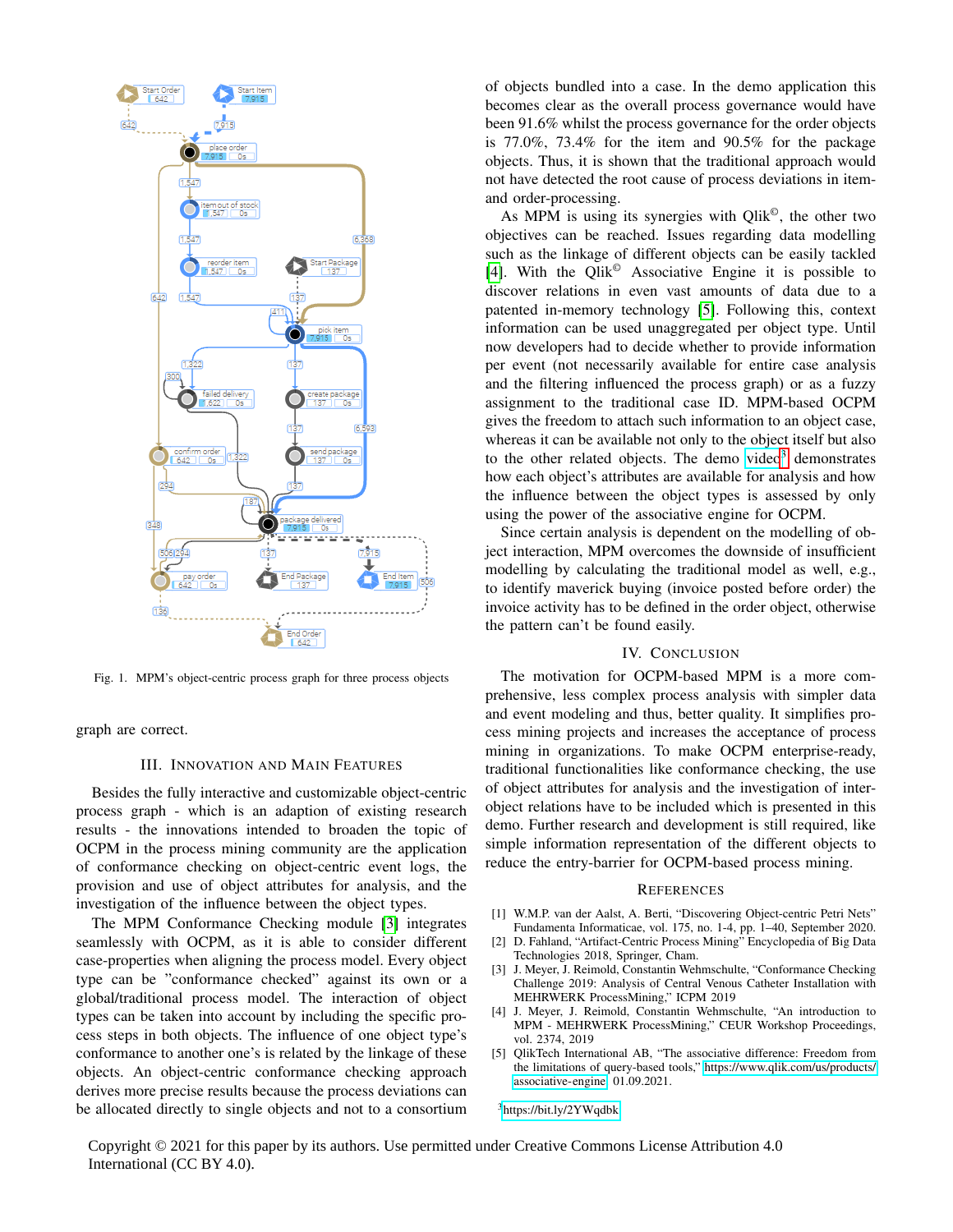Start Order
642
Start Item
7,915
642
7,915
place order
7,915 0s
1,547
item out of stock
1,547 0s
1,547
6,368
reorder item
1,547 0s
Start Package
137
642
1,547
137
411
pick item
7,915 0s
1,322
137
300
failed delivery
1,622 0s
create package
137 0s
137
6,593
confirm order
642 0s
1,322
send package
137 0s
294
137
187
348
package delivered
7,915 0s
506 294
137
7,915
pay order
642 0s
End Package
137
End Item
7,915
506
136
End Order
642

Fig. 1. MPM's object-centric process graph for three process objects

graph are correct.

## III. Innovation and Main Features

Besides the fully interactive and customizable object-centric process graph - which is an adaption of existing research results - the innovations intended to broaden the topic of OCPM in the process mining community are the application of conformance checking on object-centric event logs, the provision and use of object attributes for analysis, and the investigation of the influence between the object types.

The MPM Conformance Checking module [3] integrates seamlessly with OCPM, as it is able to consider different case-properties when aligning the process model. Every object type can be "conformance checked" against its own or a global/traditional process model. The interaction of object types can be taken into account by including the specific process steps in both objects. The influence of one object type's conformance to another one's is related by the linkage of these objects. An object-centric conformance checking approach derives more precise results because the process deviations can be allocated directly to single objects and not to a consortium of objects bundled into a case. In the demo application this becomes clear as the overall process governance would have been 91.6% whilst the process governance for the order objects is 77.0%, 73.4% for the item and 90.5% for the package objects. Thus, it is shown that the traditional approach would not have detected the root cause of process deviations in item- and order-processing.

As MPM is using its synergies with Qlik©, the other two objectives can be reached. Issues regarding data modelling such as the linkage of different objects can be easily tackled [4]. With the Qlik© Associative Engine it is possible to discover relations in even vast amounts of data due to a patented in-memory technology [5]. Following this, context information can be used unaggregated per object type. Until now developers had to decide whether to provide information per event (not necessarily available for entire case analysis and the filtering influenced the process graph) or as a fuzzy assignment to the traditional case ID. MPM-based OCPM gives the freedom to attach such information to an object case, whereas it can be available not only to the object itself but also to the other related objects. The demo video[3] demonstrates how each object's attributes are available for analysis and how the influence between the object types is assessed by only using the power of the associative engine for OCPM.

Since certain analysis is dependent on the modelling of object interaction, MPM overcomes the downside of insufficient modelling by calculating the traditional model as well, e.g., to identify maverick buying (invoice posted before order) the invoice activity has to be defined in the order object, otherwise the pattern can't be found easily.

## IV. Conclusion

The motivation for OCPM-based MPM is a more comprehensive, less complex process analysis with simpler data and event modeling and thus, better quality. It simplifies process mining projects and increases the acceptance of process mining in organizations. To make OCPM enterprise-ready, traditional functionalities like conformance checking, the use of object attributes for analysis and the investigation of inter-object relations have to be included which is presented in this demo. Further research and development is still required, like simple information representation of the different objects to reduce the entry-barrier for OCPM-based process mining.

## References

[1] W.M.P. van der Aalst, A. Berti, "Discovering Object-centric Petri Nets" Fundamenta Informaticae, vol. 175, no. 1-4, pp. 1–40, September 2020.

[2] D. Fahland, "Artifact-Centric Process Mining" Encyclopedia of Big Data Technologies 2018, Springer, Cham.

[3] J. Meyer, J. Reimold, Constantin Wehmschulte, "Conformance Checking Challenge 2019: Analysis of Central Venous Catheter Installation with MEHRWERK ProcessMining," ICPM 2019

[4] J. Meyer, J. Reimold, Constantin Wehmschulte, "An introduction to MPM - MEHRWERK ProcessMining," CEUR Workshop Proceedings, vol. 2374, 2019

[5] QlikTech International AB, "The associative difference: Freedom from the limitations of query-based tools," https://www.qlik.com/us/products/associative-engine 01.09.2021.

[3] https://bit.ly/2YWqdbk

Copyright © 2021 for this paper by its authors. Use permitted under Creative Commons License Attribution 4.0 International (CC BY 4.0).